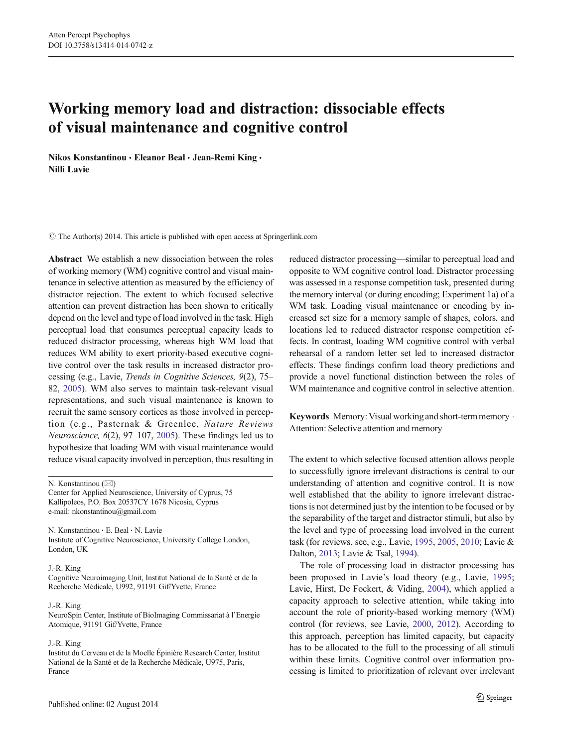# Working memory load and distraction: dissociable effects of visual maintenance and cognitive control

**Nikos Konstantinou · Eleanor Beal · Jean-Remi King · Nilli Lavie**

© The Author(s) 2014. This article is published with open access at Springerlink.com

**Abstract** We establish a new dissociation between the roles of working memory (WM) cognitive control and visual maintenance in selective attention as measured by the efficiency of distractor rejection. The extent to which focused selective attention can prevent distraction has been shown to critically depend on the level and type of load involved in the task. High perceptual load that consumes perceptual capacity leads to reduced distractor processing, whereas high WM load that reduces WM ability to exert priority-based executive cognitive control over the task results in increased distractor processing (e.g., Lavie, *Trends in Cognitive Sciences, 9*(2), 75–82, 2005). WM also serves to maintain task-relevant visual representations, and such visual maintenance is known to recruit the same sensory cortices as those involved in perception (e.g., Pasternak & Greenlee, *Nature Reviews Neuroscience, 6*(2), 97–107, 2005). These findings led us to hypothesize that loading WM with visual maintenance would reduce visual capacity involved in perception, thus resulting in reduced distractor processing—similar to perceptual load and opposite to WM cognitive control load. Distractor processing was assessed in a response competition task, presented during the memory interval (or during encoding; Experiment 1a) of a WM task. Loading visual maintenance or encoding by increased set size for a memory sample of shapes, colors, and locations led to reduced distractor response competition effects. In contrast, loading WM cognitive control with verbal rehearsal of a random letter set led to increased distractor effects. These findings confirm load theory predictions and provide a novel functional distinction between the roles of WM maintenance and cognitive control in selective attention.

**Keywords** Memory: Visual working and short-term memory · Attention: Selective attention and memory

N. Konstantinou (✉)
Center for Applied Neuroscience, University of Cyprus, 75 Kallipoleos, P.O. Box 20537CY 1678 Nicosia, Cyprus
e-mail: nkonstantinou@gmail.com

N. Konstantinou · E. Beal · N. Lavie
Institute of Cognitive Neuroscience, University College London, London, UK

J.-R. King
Cognitive Neuroimaging Unit, Institut National de la Santé et de la Recherche Médicale, U992, 91191 Gif/Yvette, France

J.-R. King
NeuroSpin Center, Institute of BioImaging Commissariat à l'Energie Atomique, 91191 Gif/Yvette, France

J.-R. King
Institut du Cerveau et de la Moelle Épinière Research Center, Institut National de la Santé et de la Recherche Médicale, U975, Paris, France

Published online: 02 August 2014

The extent to which selective focused attention allows people to successfully ignore irrelevant distractions is central to our understanding of attention and cognitive control. It is now well established that the ability to ignore irrelevant distractions is not determined just by the intention to be focused or by the separability of the target and distractor stimuli, but also by the level and type of processing load involved in the current task (for reviews, see, e.g., Lavie, 1995, 2005, 2010; Lavie & Dalton, 2013; Lavie & Tsal, 1994).

The role of processing load in distractor processing has been proposed in Lavie's load theory (e.g., Lavie, 1995; Lavie, Hirst, De Fockert, & Viding, 2004), which applied a capacity approach to selective attention, while taking into account the role of priority-based working memory (WM) control (for reviews, see Lavie, 2000, 2012). According to this approach, perception has limited capacity, but capacity has to be allocated to the full to the processing of all stimuli within these limits. Cognitive control over information processing is limited to prioritization of relevant over irrelevant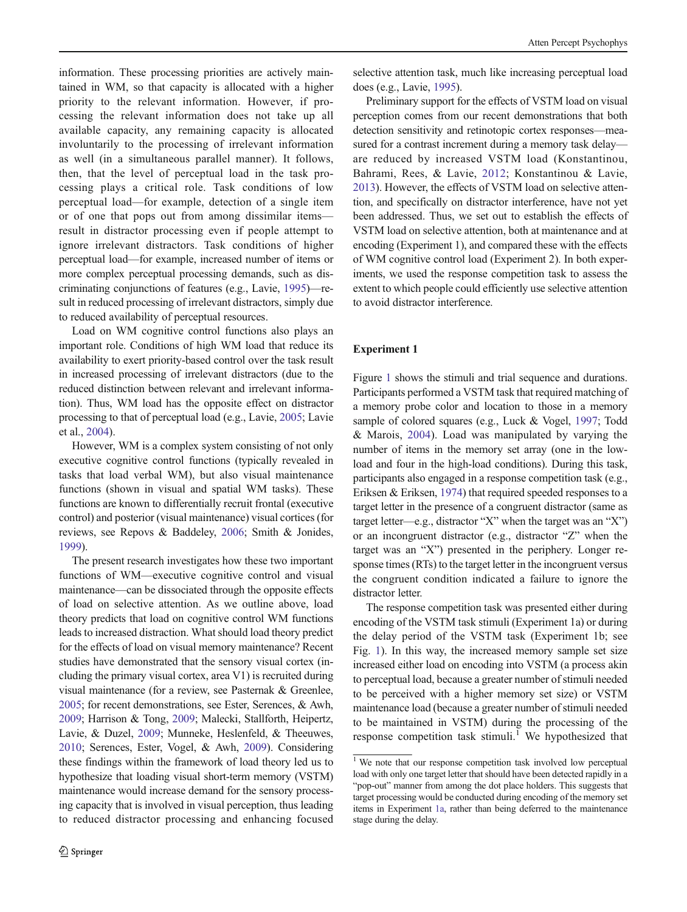information. These processing priorities are actively maintained in WM, so that capacity is allocated with a higher priority to the relevant information. However, if processing the relevant information does not take up all available capacity, any remaining capacity is allocated involuntarily to the processing of irrelevant information as well (in a simultaneous parallel manner). It follows, then, that the level of perceptual load in the task processing plays a critical role. Task conditions of low perceptual load—for example, detection of a single item or of one that pops out from among dissimilar items—result in distractor processing even if people attempt to ignore irrelevant distractors. Task conditions of higher perceptual load—for example, increased number of items or more complex perceptual processing demands, such as discriminating conjunctions of features (e.g., Lavie, 1995)—result in reduced processing of irrelevant distractors, simply due to reduced availability of perceptual resources.

Load on WM cognitive control functions also plays an important role. Conditions of high WM load that reduce its availability to exert priority-based control over the task result in increased processing of irrelevant distractors (due to the reduced distinction between relevant and irrelevant information). Thus, WM load has the opposite effect on distractor processing to that of perceptual load (e.g., Lavie, 2005; Lavie et al., 2004).

However, WM is a complex system consisting of not only executive cognitive control functions (typically revealed in tasks that load verbal WM), but also visual maintenance functions (shown in visual and spatial WM tasks). These functions are known to differentially recruit frontal (executive control) and posterior (visual maintenance) visual cortices (for reviews, see Repovs & Baddeley, 2006; Smith & Jonides, 1999).

The present research investigates how these two important functions of WM—executive cognitive control and visual maintenance—can be dissociated through the opposite effects of load on selective attention. As we outline above, load theory predicts that load on cognitive control WM functions leads to increased distraction. What should load theory predict for the effects of load on visual memory maintenance? Recent studies have demonstrated that the sensory visual cortex (including the primary visual cortex, area V1) is recruited during visual maintenance (for a review, see Pasternak & Greenlee, 2005; for recent demonstrations, see Ester, Serences, & Awh, 2009; Harrison & Tong, 2009; Malecki, Stallforth, Heipertz, Lavie, & Duzel, 2009; Munneke, Heslenfeld, & Theeuwes, 2010; Serences, Ester, Vogel, & Awh, 2009). Considering these findings within the framework of load theory led us to hypothesize that loading visual short-term memory (VSTM) maintenance would increase demand for the sensory processing capacity that is involved in visual perception, thus leading to reduced distractor processing and enhancing focused selective attention task, much like increasing perceptual load does (e.g., Lavie, 1995).

Preliminary support for the effects of VSTM load on visual perception comes from our recent demonstrations that both detection sensitivity and retinotopic cortex responses—measured for a contrast increment during a memory task delay—are reduced by increased VSTM load (Konstantinou, Bahrami, Rees, & Lavie, 2012; Konstantinou & Lavie, 2013). However, the effects of VSTM load on selective attention, and specifically on distractor interference, have not yet been addressed. Thus, we set out to establish the effects of VSTM load on selective attention, both at maintenance and at encoding (Experiment 1), and compared these with the effects of WM cognitive control load (Experiment 2). In both experiments, we used the response competition task to assess the extent to which people could efficiently use selective attention to avoid distractor interference.

## Experiment 1

Figure 1 shows the stimuli and trial sequence and durations. Participants performed a VSTM task that required matching of a memory probe color and location to those in a memory sample of colored squares (e.g., Luck & Vogel, 1997; Todd & Marois, 2004). Load was manipulated by varying the number of items in the memory set array (one in the low-load and four in the high-load conditions). During this task, participants also engaged in a response competition task (e.g., Eriksen & Eriksen, 1974) that required speeded responses to a target letter in the presence of a congruent distractor (same as target letter—e.g., distractor "X" when the target was an "X") or an incongruent distractor (e.g., distractor "Z" when the target was an "X") presented in the periphery. Longer response times (RTs) to the target letter in the incongruent versus the congruent condition indicated a failure to ignore the distractor letter.

The response competition task was presented either during encoding of the VSTM task stimuli (Experiment 1a) or during the delay period of the VSTM task (Experiment 1b; see Fig. 1). In this way, the increased memory sample set size increased either load on encoding into VSTM (a process akin to perceptual load, because a greater number of stimuli needed to be perceived with a higher memory set size) or VSTM maintenance load (because a greater number of stimuli needed to be maintained in VSTM) during the processing of the response competition task stimuli.[1] We hypothesized that

[1] We note that our response competition task involved low perceptual load with only one target letter that should have been detected rapidly in a "pop-out" manner from among the dot place holders. This suggests that target processing would be conducted during encoding of the memory set items in Experiment 1a, rather than being deferred to the maintenance stage during the delay.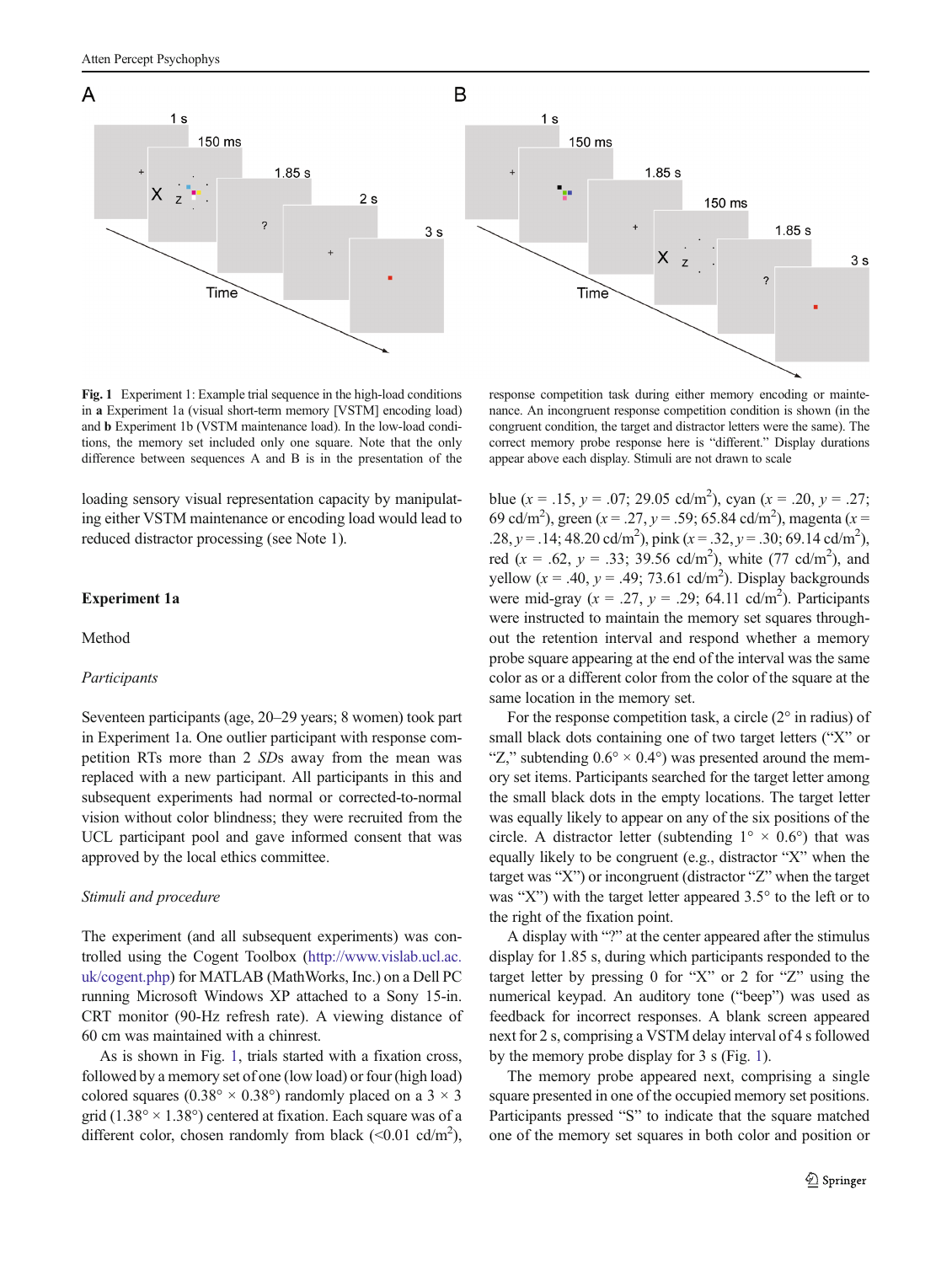A

1 s

150 ms

1.85 s

2 s

3 s

Time

B

1 s

150 ms

1.85 s

150 ms

1.85 s

3 s

Time

**Fig. 1** Experiment 1: Example trial sequence in the high-load conditions in **a** Experiment 1a (visual short-term memory [VSTM] encoding load) and **b** Experiment 1b (VSTM maintenance load). In the low-load conditions, the memory set included only one square. Note that the only difference between sequences A and B is in the presentation of the response competition task during either memory encoding or maintenance. An incongruent response competition condition is shown (in the congruent condition, the target and distractor letters were the same). The correct memory probe response here is "different." Display durations appear above each display. Stimuli are not drawn to scale

loading sensory visual representation capacity by manipulating either VSTM maintenance or encoding load would lead to reduced distractor processing (see Note 1).

## Experiment 1a

### Method

#### *Participants*

Seventeen participants (age, 20–29 years; 8 women) took part in Experiment 1a. One outlier participant with response competition RTs more than 2 *SD*s away from the mean was replaced with a new participant. All participants in this and subsequent experiments had normal or corrected-to-normal vision without color blindness; they were recruited from the UCL participant pool and gave informed consent that was approved by the local ethics committee.

#### *Stimuli and procedure*

The experiment (and all subsequent experiments) was controlled using the Cogent Toolbox (http://www.vislab.ucl.ac.uk/cogent.php) for MATLAB (MathWorks, Inc.) on a Dell PC running Microsoft Windows XP attached to a Sony 15-in. CRT monitor (90-Hz refresh rate). A viewing distance of 60 cm was maintained with a chinrest.

As is shown in Fig. 1, trials started with a fixation cross, followed by a memory set of one (low load) or four (high load) colored squares (0.38° × 0.38°) randomly placed on a 3 × 3 grid (1.38° × 1.38°) centered at fixation. Each square was of a different color, chosen randomly from black (<0.01 cd/m$^2$), blue ($x$ = .15, $y$ = .07; 29.05 cd/m$^2$), cyan ($x$ = .20, $y$ = .27; 69 cd/m$^2$), green ($x$ = .27, $y$ = .59; 65.84 cd/m$^2$), magenta ($x$ = .28, $y$ = .14; 48.20 cd/m$^2$), pink ($x$ = .32, $y$ = .30; 69.14 cd/m$^2$), red ($x$ = .62, $y$ = .33; 39.56 cd/m$^2$), white (77 cd/m$^2$), and yellow ($x$ = .40, $y$ = .49; 73.61 cd/m$^2$). Display backgrounds were mid-gray ($x$ = .27, $y$ = .29; 64.11 cd/m$^2$). Participants were instructed to maintain the memory set squares throughout the retention interval and respond whether a memory probe square appearing at the end of the interval was the same color as or a different color from the color of the square at the same location in the memory set.

For the response competition task, a circle (2° in radius) of small black dots containing one of two target letters ("X" or "Z," subtending 0.6° × 0.4°) was presented around the memory set items. Participants searched for the target letter among the small black dots in the empty locations. The target letter was equally likely to appear on any of the six positions of the circle. A distractor letter (subtending 1° × 0.6°) that was equally likely to be congruent (e.g., distractor "X" when the target was "X") or incongruent (distractor "Z" when the target was "X") with the target letter appeared 3.5° to the left or to the right of the fixation point.

A display with "?" at the center appeared after the stimulus display for 1.85 s, during which participants responded to the target letter by pressing 0 for "X" or 2 for "Z" using the numerical keypad. An auditory tone ("beep") was used as feedback for incorrect responses. A blank screen appeared next for 2 s, comprising a VSTM delay interval of 4 s followed by the memory probe display for 3 s (Fig. 1).

The memory probe appeared next, comprising a single square presented in one of the occupied memory set positions. Participants pressed "S" to indicate that the square matched one of the memory set squares in both color and position or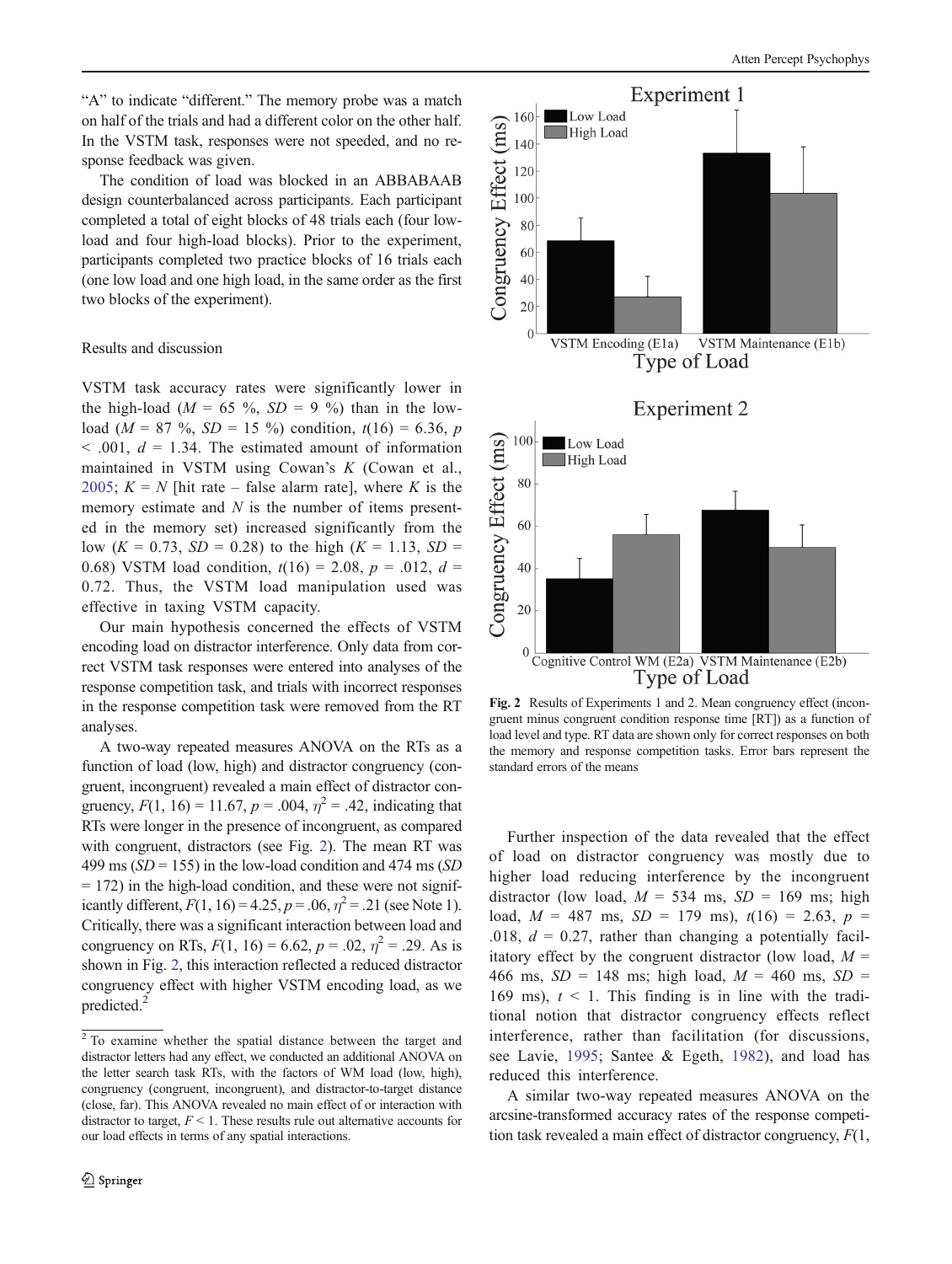"A" to indicate "different." The memory probe was a match on half of the trials and had a different color on the other half. In the VSTM task, responses were not speeded, and no response feedback was given.

The condition of load was blocked in an ABBABAAB design counterbalanced across participants. Each participant completed a total of eight blocks of 48 trials each (four low-load and four high-load blocks). Prior to the experiment, participants completed two practice blocks of 16 trials each (one low load and one high load, in the same order as the first two blocks of the experiment).

### Results and discussion

VSTM task accuracy rates were significantly lower in the high-load ($M$ = 65 %, $SD$ = 9 %) than in the low-load ($M$ = 87 %, $SD$ = 15 %) condition, $t(16) = 6.36$, $p < .001$, $d$ = 1.34. The estimated amount of information maintained in VSTM using Cowan's $K$ (Cowan et al., 2005; $K = N$ [hit rate – false alarm rate], where $K$ is the memory estimate and $N$ is the number of items presented in the memory set) increased significantly from the low ($K$ = 0.73, $SD$ = 0.28) to the high ($K$ = 1.13, $SD$ = 0.68) VSTM load condition, $t(16) = 2.08$, $p = .012$, $d$ = 0.72. Thus, the VSTM load manipulation used was effective in taxing VSTM capacity.

Our main hypothesis concerned the effects of VSTM encoding load on distractor interference. Only data from correct VSTM task responses were entered into analyses of the response competition task, and trials with incorrect responses in the response competition task were removed from the RT analyses.

A two-way repeated measures ANOVA on the RTs as a function of load (low, high) and distractor congruency (congruent, incongruent) revealed a main effect of distractor congruency, $F(1, 16) = 11.67$, $p = .004$, $\eta^2 = .42$, indicating that RTs were longer in the presence of incongruent, as compared with congruent, distractors (see Fig. 2). The mean RT was 499 ms ($SD$ = 155) in the low-load condition and 474 ms ($SD$ = 172) in the high-load condition, and these were not significantly different, $F(1, 16) = 4.25$, $p = .06$, $\eta^2 = .21$ (see Note 1). Critically, there was a significant interaction between load and congruency on RTs, $F(1, 16) = 6.62$, $p = .02$, $\eta^2 = .29$. As is shown in Fig. 2, this interaction reflected a reduced distractor congruency effect with higher VSTM encoding load, as we predicted.[2]

Experiment 1

Low Load
High Load

Congruency Effect (ms)

0 20 40 60 80 100 120 140 160

VSTM Encoding (E1a) VSTM Maintenance (E1b)

Type of Load

Experiment 2

Low Load
High Load

Congruency Effect (ms)

0 20 40 60 80 100

Cognitive Control WM (E2a) VSTM Maintenance (E2b)

Type of Load

**Fig. 2** Results of Experiments 1 and 2. Mean congruency effect (incongruent minus congruent condition response time [RT]) as a function of load level and type. RT data are shown only for correct responses on both the memory and response competition tasks. Error bars represent the standard errors of the means

Further inspection of the data revealed that the effect of load on distractor congruency was mostly due to higher load reducing interference by the incongruent distractor (low load, $M$ = 534 ms, $SD$ = 169 ms; high load, $M$ = 487 ms, $SD$ = 179 ms), $t(16) = 2.63$, $p = .018$, $d$ = 0.27, rather than changing a potentially facilitatory effect by the congruent distractor (low load, $M$ = 466 ms, $SD$ = 148 ms; high load, $M$ = 460 ms, $SD$ = 169 ms), $t < 1$. This finding is in line with the traditional notion that distractor congruency effects reflect interference, rather than facilitation (for discussions, see Lavie, 1995; Santee & Egeth, 1982), and load has reduced this interference.

A similar two-way repeated measures ANOVA on the arcsine-transformed accuracy rates of the response competition task revealed a main effect of distractor congruency, $F$(1,

[2] To examine whether the spatial distance between the target and distractor letters had any effect, we conducted an additional ANOVA on the letter search task RTs, with the factors of WM load (low, high), congruency (congruent, incongruent), and distractor-to-target distance (close, far). This ANOVA revealed no main effect of or interaction with distractor to target, $F < 1$. These results rule out alternative accounts for our load effects in terms of any spatial interactions.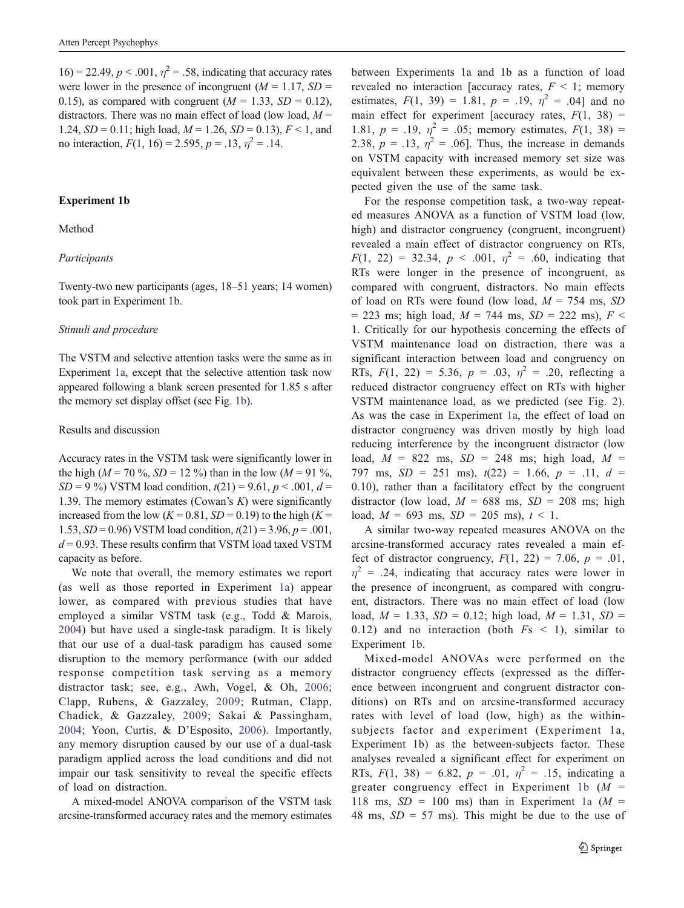16) = 22.49, $p < .001$, $\eta^2 = .58$, indicating that accuracy rates were lower in the presence of incongruent ($M = 1.17$, $SD = 0.15$), as compared with congruent ($M = 1.33$, $SD = 0.12$), distractors. There was no main effect of load (low load, $M = 1.24$, $SD = 0.11$; high load, $M = 1.26$, $SD = 0.13$), $F < 1$, and no interaction, $F(1, 16) = 2.595$, $p = .13$, $\eta^2 = .14$.

## Experiment 1b

### Method

#### *Participants*

Twenty-two new participants (ages, 18–51 years; 14 women) took part in Experiment 1b.

#### *Stimuli and procedure*

The VSTM and selective attention tasks were the same as in Experiment 1a, except that the selective attention task now appeared following a blank screen presented for 1.85 s after the memory set display offset (see Fig. 1b).

### Results and discussion

Accuracy rates in the VSTM task were significantly lower in the high ($M = 70$ %, $SD = 12$ %) than in the low ($M = 91$ %, $SD = 9$ %) VSTM load condition, $t(21) = 9.61$, $p < .001$, $d = 1.39$. The memory estimates (Cowan's $K$) were significantly increased from the low ($K = 0.81$, $SD = 0.19$) to the high ($K = 1.53$, $SD = 0.96$) VSTM load condition, $t(21) = 3.96$, $p = .001$, $d = 0.93$. These results confirm that VSTM load taxed VSTM capacity as before.

We note that overall, the memory estimates we report (as well as those reported in Experiment 1a) appear lower, as compared with previous studies that have employed a similar VSTM task (e.g., Todd & Marois, 2004) but have used a single-task paradigm. It is likely that our use of a dual-task paradigm has caused some disruption to the memory performance (with our added response competition task serving as a memory distractor task; see, e.g., Awh, Vogel, & Oh, 2006; Clapp, Rubens, & Gazzaley, 2009; Rutman, Clapp, Chadick, & Gazzaley, 2009; Sakai & Passingham, 2004; Yoon, Curtis, & D'Esposito, 2006). Importantly, any memory disruption caused by our use of a dual-task paradigm applied across the load conditions and did not impair our task sensitivity to reveal the specific effects of load on distraction.

A mixed-model ANOVA comparison of the VSTM task arcsine-transformed accuracy rates and the memory estimates between Experiments 1a and 1b as a function of load revealed no interaction [accuracy rates, $F < 1$; memory estimates, $F(1, 39) = 1.81$, $p = .19$, $\eta^2 = .04$] and no main effect for experiment [accuracy rates, $F(1, 38) = 1.81$, $p = .19$, $\eta^2 = .05$; memory estimates, $F(1, 38) = 2.38$, $p = .13$, $\eta^2 = .06$]. Thus, the increase in demands on VSTM capacity with increased memory set size was equivalent between these experiments, as would be expected given the use of the same task.

For the response competition task, a two-way repeated measures ANOVA as a function of VSTM load (low, high) and distractor congruency (congruent, incongruent) revealed a main effect of distractor congruency on RTs, $F(1, 22) = 32.34$, $p < .001$, $\eta^2 = .60$, indicating that RTs were longer in the presence of incongruent, as compared with congruent, distractors. No main effects of load on RTs were found (low load, $M = 754$ ms, $SD = 223$ ms; high load, $M = 744$ ms, $SD = 222$ ms), $F < 1$. Critically for our hypothesis concerning the effects of VSTM maintenance load on distraction, there was a significant interaction between load and congruency on RTs, $F(1, 22) = 5.36$, $p = .03$, $\eta^2 = .20$, reflecting a reduced distractor congruency effect on RTs with higher VSTM maintenance load, as we predicted (see Fig. 2). As was the case in Experiment 1a, the effect of load on distractor congruency was driven mostly by high load reducing interference by the incongruent distractor (low load, $M = 822$ ms, $SD = 248$ ms; high load, $M = 797$ ms, $SD = 251$ ms), $t(22) = 1.66$, $p = .11$, $d = 0.10$), rather than a facilitatory effect by the congruent distractor (low load, $M = 688$ ms, $SD = 208$ ms; high load, $M = 693$ ms, $SD = 205$ ms), $t < 1$.

A similar two-way repeated measures ANOVA on the arcsine-transformed accuracy rates revealed a main effect of distractor congruency, $F(1, 22) = 7.06$, $p = .01$, $\eta^2 = .24$, indicating that accuracy rates were lower in the presence of incongruent, as compared with congruent, distractors. There was no main effect of load (low load, $M = 1.33$, $SD = 0.12$; high load, $M = 1.31$, $SD = 0.12$) and no interaction (both $F$s < 1), similar to Experiment 1b.

Mixed-model ANOVAs were performed on the distractor congruency effects (expressed as the difference between incongruent and congruent distractor conditions) on RTs and on arcsine-transformed accuracy rates with level of load (low, high) as the within-subjects factor and experiment (Experiment 1a, Experiment 1b) as the between-subjects factor. These analyses revealed a significant effect for experiment on RTs, $F(1, 38) = 6.82$, $p = .01$, $\eta^2 = .15$, indicating a greater congruency effect in Experiment 1b ($M = 118$ ms, $SD = 100$ ms) than in Experiment 1a ($M = 48$ ms, $SD = 57$ ms). This might be due to the use of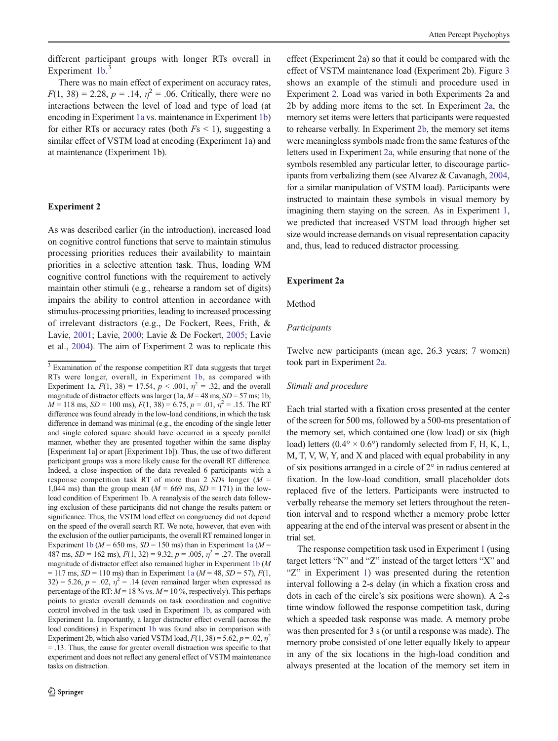different participant groups with longer RTs overall in Experiment 1b.[3]

There was no main effect of experiment on accuracy rates, $F(1, 38) = 2.28$, $p = .14$, $\eta^2 = .06$. Critically, there were no interactions between the level of load and type of load (at encoding in Experiment 1a vs. maintenance in Experiment 1b) for either RTs or accuracy rates (both $F$s < 1), suggesting a similar effect of VSTM load at encoding (Experiment 1a) and at maintenance (Experiment 1b).

### Experiment 2

As was described earlier (in the introduction), increased load on cognitive control functions that serve to maintain stimulus processing priorities reduces their availability to maintain priorities in a selective attention task. Thus, loading WM cognitive control functions with the requirement to actively maintain other stimuli (e.g., rehearse a random set of digits) impairs the ability to control attention in accordance with stimulus-processing priorities, leading to increased processing of irrelevant distractors (e.g., De Fockert, Rees, Frith, & Lavie, 2001; Lavie, 2000; Lavie & De Fockert, 2005; Lavie et al., 2004). The aim of Experiment 2 was to replicate this effect (Experiment 2a) so that it could be compared with the effect of VSTM maintenance load (Experiment 2b). Figure 3 shows an example of the stimuli and procedure used in Experiment 2. Load was varied in both Experiments 2a and 2b by adding more items to the set. In Experiment 2a, the memory set items were letters that participants were requested to rehearse verbally. In Experiment 2b, the memory set items were meaningless symbols made from the same features of the letters used in Experiment 2a, while ensuring that none of the symbols resembled any particular letter, to discourage participants from verbalizing them (see Alvarez & Cavanagh, 2004, for a similar manipulation of VSTM load). Participants were instructed to maintain these symbols in visual memory by imagining them staying on the screen. As in Experiment 1, we predicted that increased VSTM load through higher set size would increase demands on visual representation capacity and, thus, lead to reduced distractor processing.

### Experiment 2a

Method

*Participants*

Twelve new participants (mean age, 26.3 years; 7 women) took part in Experiment 2a.

*Stimuli and procedure*

Each trial started with a fixation cross presented at the center of the screen for 500 ms, followed by a 500-ms presentation of the memory set, which contained one (low load) or six (high load) letters (0.4° × 0.6°) randomly selected from F, H, K, L, M, T, V, W, Y, and X and placed with equal probability in any of six positions arranged in a circle of 2° in radius centered at fixation. In the low-load condition, small placeholder dots replaced five of the letters. Participants were instructed to verbally rehearse the memory set letters throughout the retention interval and to respond whether a memory probe letter appearing at the end of the interval was present or absent in the trial set.

The response competition task used in Experiment 1 (using target letters "N" and "Z" instead of the target letters "X" and "Z" in Experiment 1) was presented during the retention interval following a 2-s delay (in which a fixation cross and dots in each of the circle's six positions were shown). A 2-s time window followed the response competition task, during which a speeded task response was made. A memory probe was then presented for 3 s (or until a response was made). The memory probe consisted of one letter equally likely to appear in any of the six locations in the high-load condition and always presented at the location of the memory set item in

[3] Examination of the response competition RT data suggests that target RTs were longer, overall, in Experiment 1b, as compared with Experiment 1a, $F(1, 38) = 17.54$, $p < .001$, $\eta^2 = .32$, and the overall magnitude of distractor effects was larger (1a, $M = 48$ ms, $SD = 57$ ms; 1b, $M = 118$ ms, $SD = 100$ ms), $F(1, 38) = 6.75$, $p = .01$, $\eta^2 = .15$. The RT difference was found already in the low-load conditions, in which the task difference in demand was minimal (e.g., the encoding of the single letter and single colored square should have occurred in a speedy parallel manner, whether they are presented together within the same display [Experiment 1a] or apart [Experiment 1b]). Thus, the use of two different participant groups was a more likely cause for the overall RT difference. Indeed, a close inspection of the data revealed 6 participants with a response competition task RT of more than 2 $SD$s longer ($M$ = 1,044 ms) than the group mean ($M = 669$ ms, $SD = 171$) in the low-load condition of Experiment 1b. A reanalysis of the search data following exclusion of these participants did not change the results pattern or significance. Thus, the VSTM load effect on congruency did not depend on the speed of the overall search RT. We note, however, that even with the exclusion of the outlier participants, the overall RT remained longer in Experiment 1b ($M = 650$ ms, $SD = 150$ ms) than in Experiment 1a ($M = 487$ ms, $SD = 162$ ms), $F(1, 32) = 9.32$, $p = .005$, $\eta^2 = .27$. The overall magnitude of distractor effect also remained higher in Experiment 1b ($M = 117$ ms, $SD = 110$ ms) than in Experiment 1a ($M = 48$, $SD = 57$), $F(1, 32) = 5.26$, $p = .02$, $\eta^2 = .14$ (even remained larger when expressed as percentage of the RT: $M = 18$ % vs. $M = 10$ %, respectively). This perhaps points to greater overall demands on task coordination and cognitive control involved in the task used in Experiment 1b, as compared with Experiment 1a. Importantly, a larger distractor effect overall (across the load conditions) in Experiment 1b was found also in comparison with Experiment 2b, which also varied VSTM load, $F(1, 38) = 5.62$, $p = .02$, $\eta^2 = .13$. Thus, the cause for greater overall distraction was specific to that experiment and does not reflect any general effect of VSTM maintenance tasks on distraction.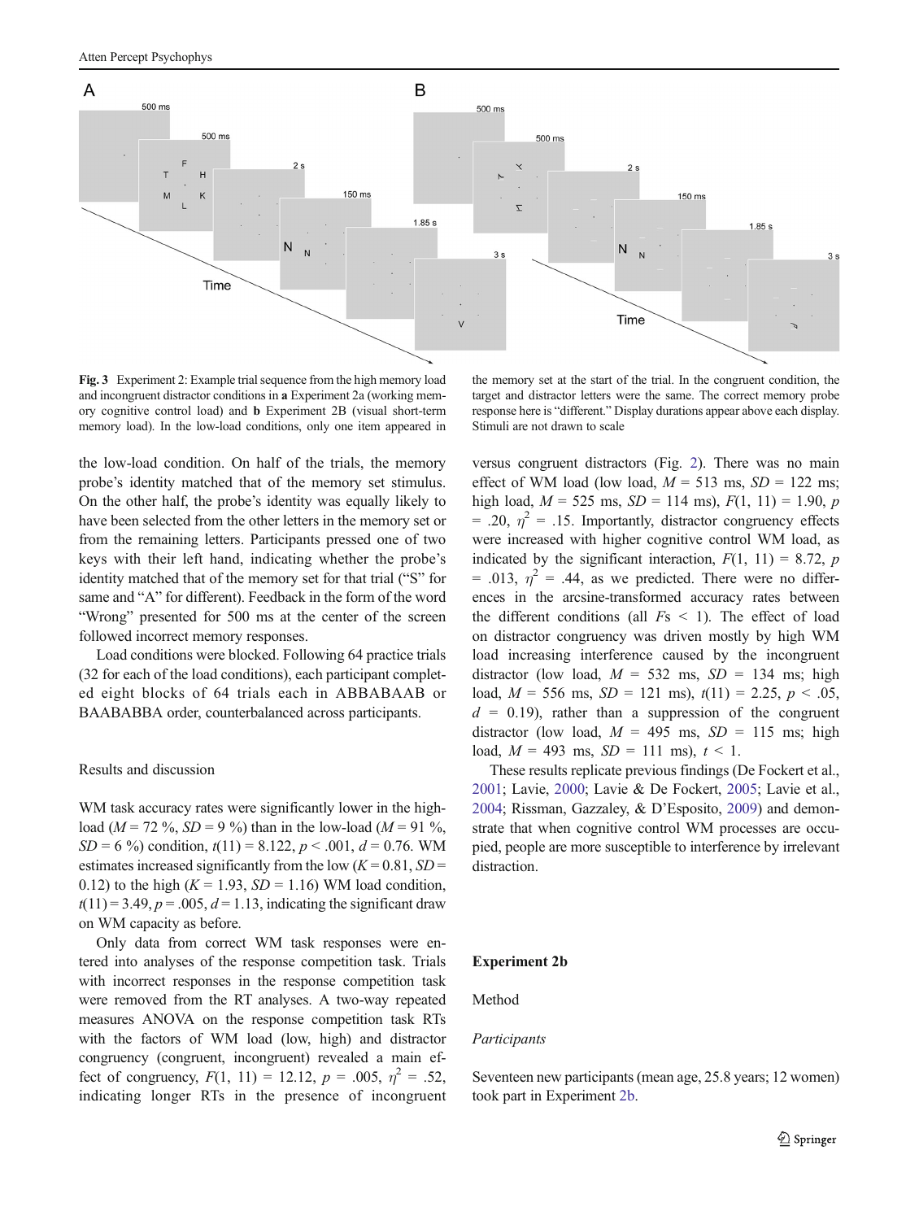Fig. 3 Experiment 2: Example trial sequence from the high memory load and incongruent distractor conditions in **a** Experiment 2a (working memory cognitive control load) and **b** Experiment 2B (visual short-term memory load). In the low-load conditions, only one item appeared in the memory set at the start of the trial. In the congruent condition, the target and distractor letters were the same. The correct memory probe response here is "different." Display durations appear above each display. Stimuli are not drawn to scale

the low-load condition. On half of the trials, the memory probe's identity matched that of the memory set stimulus. On the other half, the probe's identity was equally likely to have been selected from the other letters in the memory set or from the remaining letters. Participants pressed one of two keys with their left hand, indicating whether the probe's identity matched that of the memory set for that trial ("S" for same and "A" for different). Feedback in the form of the word "Wrong" presented for 500 ms at the center of the screen followed incorrect memory responses.

Load conditions were blocked. Following 64 practice trials (32 for each of the load conditions), each participant completed eight blocks of 64 trials each in ABBABAAB or BAABABBA order, counterbalanced across participants.

### Results and discussion

WM task accuracy rates were significantly lower in the high-load ($M$ = 72 %, $SD$ = 9 %) than in the low-load ($M$ = 91 %, $SD$ = 6 %) condition, $t(11) = 8.122$, $p < .001$, $d = 0.76$. WM estimates increased significantly from the low ($K = 0.81$, $SD = 0.12$) to the high ($K = 1.93$, $SD = 1.16$) WM load condition, $t(11) = 3.49$, $p = .005$, $d = 1.13$, indicating the significant draw on WM capacity as before.

Only data from correct WM task responses were entered into analyses of the response competition task. Trials with incorrect responses in the response competition task were removed from the RT analyses. A two-way repeated measures ANOVA on the response competition task RTs with the factors of WM load (low, high) and distractor congruency (congruent, incongruent) revealed a main effect of congruency, $F(1, 11) = 12.12$, $p = .005$, $\eta^2 = .52$, indicating longer RTs in the presence of incongruent versus congruent distractors (Fig. 2). There was no main effect of WM load (low load, $M$ = 513 ms, $SD$ = 122 ms; high load, $M$ = 525 ms, $SD$ = 114 ms), $F(1, 11) = 1.90$, $p = .20$, $\eta^2 = .15$. Importantly, distractor congruency effects were increased with higher cognitive control WM load, as indicated by the significant interaction, $F(1, 11) = 8.72$, $p = .013$, $\eta^2 = .44$, as we predicted. There were no differences in the arcsine-transformed accuracy rates between the different conditions (all $F$s < 1). The effect of load on distractor congruency was driven mostly by high WM load increasing interference caused by the incongruent distractor (low load, $M$ = 532 ms, $SD$ = 134 ms; high load, $M$ = 556 ms, $SD$ = 121 ms), $t(11) = 2.25$, $p < .05$, $d = 0.19$), rather than a suppression of the congruent distractor (low load, $M$ = 495 ms, $SD$ = 115 ms; high load, $M$ = 493 ms, $SD$ = 111 ms), $t < 1$.

These results replicate previous findings (De Fockert et al., 2001; Lavie, 2000; Lavie & De Fockert, 2005; Lavie et al., 2004; Rissman, Gazzaley, & D'Esposito, 2009) and demonstrate that when cognitive control WM processes are occupied, people are more susceptible to interference by irrelevant distraction.

## Experiment 2b

### Method

#### *Participants*

Seventeen new participants (mean age, 25.8 years; 12 women) took part in Experiment 2b.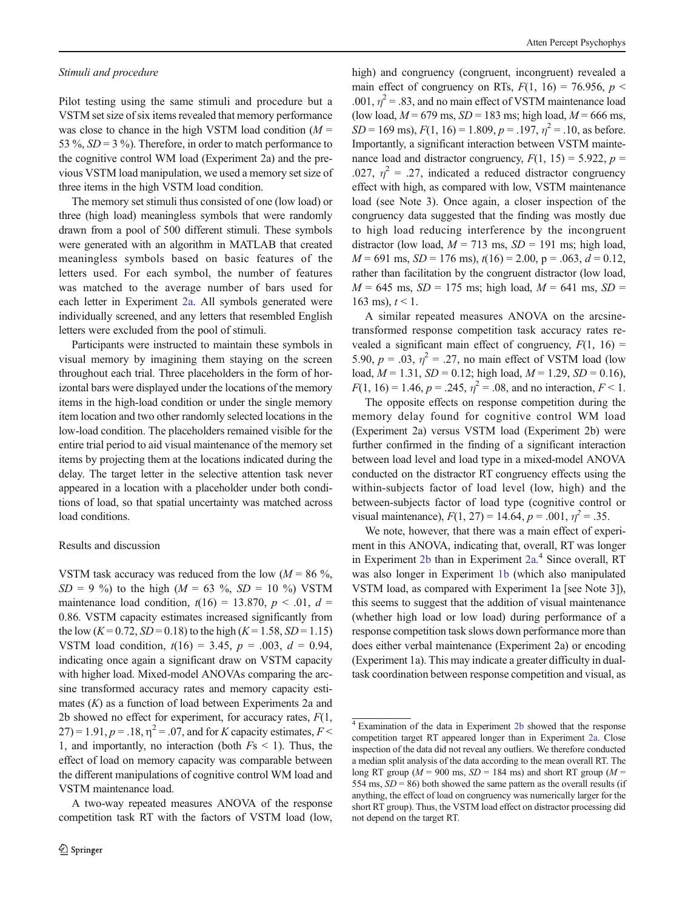*Stimuli and procedure*

Pilot testing using the same stimuli and procedure but a VSTM set size of six items revealed that memory performance was close to chance in the high VSTM load condition ($M$ = 53 %, $SD$ = 3 %). Therefore, in order to match performance to the cognitive control WM load (Experiment 2a) and the previous VSTM load manipulation, we used a memory set size of three items in the high VSTM load condition.

The memory set stimuli thus consisted of one (low load) or three (high load) meaningless symbols that were randomly drawn from a pool of 500 different stimuli. These symbols were generated with an algorithm in MATLAB that created meaningless symbols based on basic features of the letters used. For each symbol, the number of features was matched to the average number of bars used for each letter in Experiment 2a. All symbols generated were individually screened, and any letters that resembled English letters were excluded from the pool of stimuli.

Participants were instructed to maintain these symbols in visual memory by imagining them staying on the screen throughout each trial. Three placeholders in the form of horizontal bars were displayed under the locations of the memory items in the high-load condition or under the single memory item location and two other randomly selected locations in the low-load condition. The placeholders remained visible for the entire trial period to aid visual maintenance of the memory set items by projecting them at the locations indicated during the delay. The target letter in the selective attention task never appeared in a location with a placeholder under both conditions of load, so that spatial uncertainty was matched across load conditions.

Results and discussion

VSTM task accuracy was reduced from the low ($M$ = 86 %, $SD$ = 9 %) to the high ($M$ = 63 %, $SD$ = 10 %) VSTM maintenance load condition, $t(16) = 13.870$, $p < .01$, $d$ = 0.86. VSTM capacity estimates increased significantly from the low ($K = 0.72$, $SD = 0.18$) to the high ($K = 1.58$, $SD = 1.15$) VSTM load condition, $t(16) = 3.45$, $p = .003$, $d = 0.94$, indicating once again a significant draw on VSTM capacity with higher load. Mixed-model ANOVAs comparing the arcsine transformed accuracy rates and memory capacity estimates ($K$) as a function of load between Experiments 2a and 2b showed no effect for experiment, for accuracy rates, $F(1, 27) = 1.91$, $p = .18$, $\eta^2 = .07$, and for $K$ capacity estimates, $F <$ 1, and importantly, no interaction (both $F$s < 1). Thus, the effect of load on memory capacity was comparable between the different manipulations of cognitive control WM load and VSTM maintenance load.

A two-way repeated measures ANOVA of the response competition task RT with the factors of VSTM load (low, high) and congruency (congruent, incongruent) revealed a main effect of congruency on RTs, $F(1, 16) = 76.956$, $p <$ .001, $\eta^2 = .83$, and no main effect of VSTM maintenance load (low load, $M$ = 679 ms, $SD$ = 183 ms; high load, $M$ = 666 ms, $SD$ = 169 ms), $F(1, 16) = 1.809$, $p = .197$, $\eta^2 = .10$, as before. Importantly, a significant interaction between VSTM maintenance load and distractor congruency, $F(1, 15) = 5.922$, $p$ = .027, $\eta^2$ = .27, indicated a reduced distractor congruency effect with high, as compared with low, VSTM maintenance load (see Note 3). Once again, a closer inspection of the congruency data suggested that the finding was mostly due to high load reducing interference by the incongruent distractor (low load, $M$ = 713 ms, $SD$ = 191 ms; high load, $M$ = 691 ms, $SD$ = 176 ms), $t(16) = 2.00$, p = .063, $d$ = 0.12, rather than facilitation by the congruent distractor (low load, $M$ = 645 ms, $SD$ = 175 ms; high load, $M$ = 641 ms, $SD$ = 163 ms), $t < 1$.

A similar repeated measures ANOVA on the arcsine-transformed response competition task accuracy rates revealed a significant main effect of congruency, $F(1, 16)$ = 5.90, $p = .03$, $\eta^2 = .27$, no main effect of VSTM load (low load, $M$ = 1.31, $SD$ = 0.12; high load, $M$ = 1.29, $SD$ = 0.16), $F(1, 16) = 1.46$, $p = .245$, $\eta^2 = .08$, and no interaction, $F < 1$.

The opposite effects on response competition during the memory delay found for cognitive control WM load (Experiment 2a) versus VSTM load (Experiment 2b) were further confirmed in the finding of a significant interaction between load level and load type in a mixed-model ANOVA conducted on the distractor RT congruency effects using the within-subjects factor of load level (low, high) and the between-subjects factor of load type (cognitive control or visual maintenance), $F(1, 27) = 14.64$, $p = .001$, $\eta^2 = .35$.

We note, however, that there was a main effect of experiment in this ANOVA, indicating that, overall, RT was longer in Experiment 2b than in Experiment 2a.[4] Since overall, RT was also longer in Experiment 1b (which also manipulated VSTM load, as compared with Experiment 1a [see Note 3]), this seems to suggest that the addition of visual maintenance (whether high load or low load) during performance of a response competition task slows down performance more than does either verbal maintenance (Experiment 2a) or encoding (Experiment 1a). This may indicate a greater difficulty in dual-task coordination between response competition and visual, as

[4] Examination of the data in Experiment 2b showed that the response competition target RT appeared longer than in Experiment 2a. Close inspection of the data did not reveal any outliers. We therefore conducted a median split analysis of the data according to the mean overall RT. The long RT group ($M$ = 900 ms, $SD$ = 184 ms) and short RT group ($M$ = 554 ms, $SD$ = 86) both showed the same pattern as the overall results (if anything, the effect of load on congruency was numerically larger for the short RT group). Thus, the VSTM load effect on distractor processing did not depend on the target RT.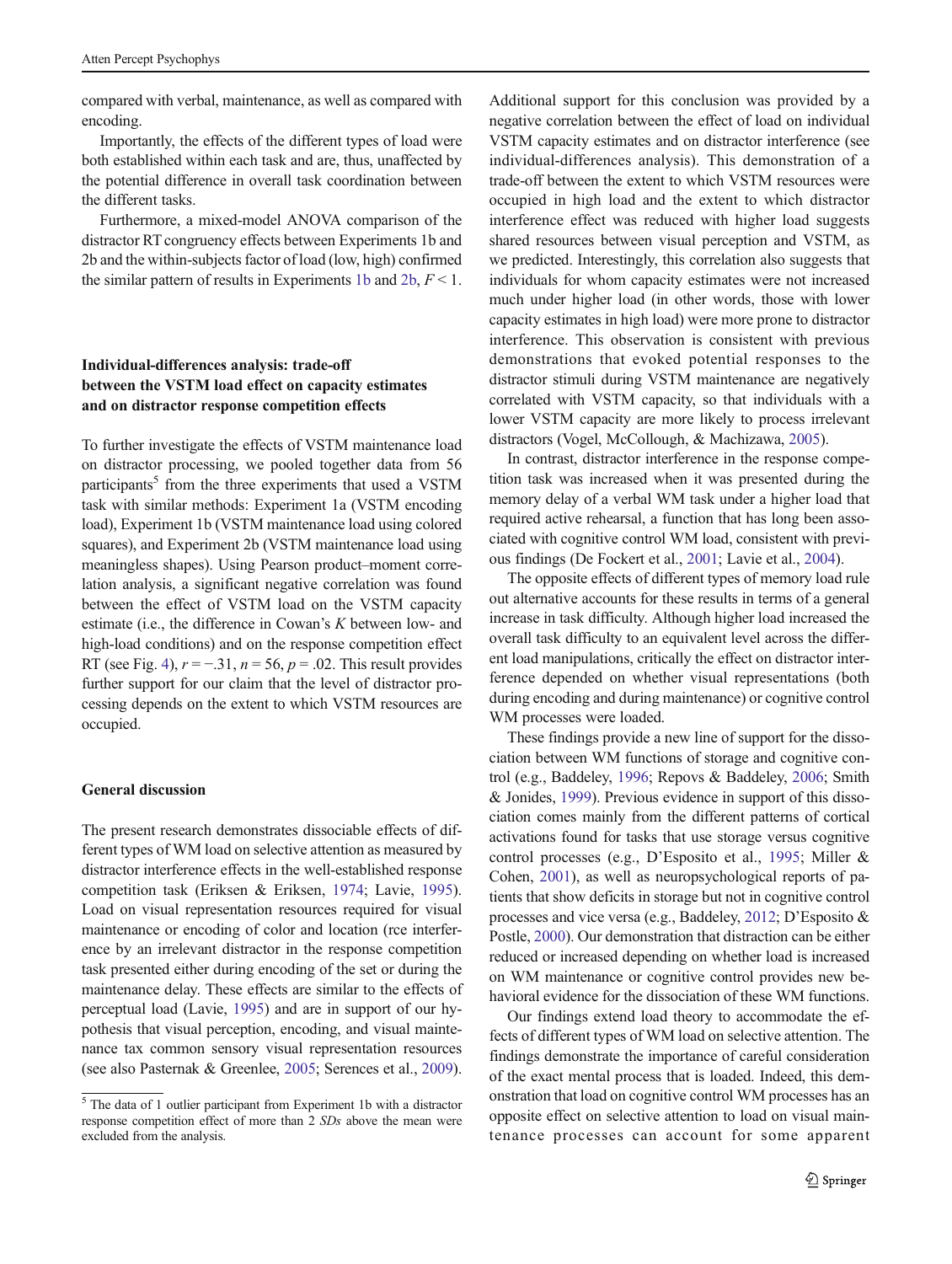compared with verbal, maintenance, as well as compared with encoding.

Importantly, the effects of the different types of load were both established within each task and are, thus, unaffected by the potential difference in overall task coordination between the different tasks.

Furthermore, a mixed-model ANOVA comparison of the distractor RT congruency effects between Experiments 1b and 2b and the within-subjects factor of load (low, high) confirmed the similar pattern of results in Experiments 1b and 2b, $F < 1$.

### Individual-differences analysis: trade-off between the VSTM load effect on capacity estimates and on distractor response competition effects

To further investigate the effects of VSTM maintenance load on distractor processing, we pooled together data from 56 participants[5] from the three experiments that used a VSTM task with similar methods: Experiment 1a (VSTM encoding load), Experiment 1b (VSTM maintenance load using colored squares), and Experiment 2b (VSTM maintenance load using meaningless shapes). Using Pearson product–moment correlation analysis, a significant negative correlation was found between the effect of VSTM load on the VSTM capacity estimate (i.e., the difference in Cowan's $K$ between low- and high-load conditions) and on the response competition effect RT (see Fig. 4), $r = -.31$, $n = 56$, $p = .02$. This result provides further support for our claim that the level of distractor processing depends on the extent to which VSTM resources are occupied.

### General discussion

The present research demonstrates dissociable effects of different types of WM load on selective attention as measured by distractor interference effects in the well-established response competition task (Eriksen & Eriksen, 1974; Lavie, 1995). Load on visual representation resources required for visual maintenance or encoding of color and location (rce interference by an irrelevant distractor in the response competition task presented either during encoding of the set or during the maintenance delay. These effects are similar to the effects of perceptual load (Lavie, 1995) and are in support of our hypothesis that visual perception, encoding, and visual maintenance tax common sensory visual representation resources (see also Pasternak & Greenlee, 2005; Serences et al., 2009).

Additional support for this conclusion was provided by a negative correlation between the effect of load on individual VSTM capacity estimates and on distractor interference (see individual-differences analysis). This demonstration of a trade-off between the extent to which VSTM resources were occupied in high load and the extent to which distractor interference effect was reduced with higher load suggests shared resources between visual perception and VSTM, as we predicted. Interestingly, this correlation also suggests that individuals for whom capacity estimates were not increased much under higher load (in other words, those with lower capacity estimates in high load) were more prone to distractor interference. This observation is consistent with previous demonstrations that evoked potential responses to the distractor stimuli during VSTM maintenance are negatively correlated with VSTM capacity, so that individuals with a lower VSTM capacity are more likely to process irrelevant distractors (Vogel, McCollough, & Machizawa, 2005).

In contrast, distractor interference in the response competition task was increased when it was presented during the memory delay of a verbal WM task under a higher load that required active rehearsal, a function that has long been associated with cognitive control WM load, consistent with previous findings (De Fockert et al., 2001; Lavie et al., 2004).

The opposite effects of different types of memory load rule out alternative accounts for these results in terms of a general increase in task difficulty. Although higher load increased the overall task difficulty to an equivalent level across the different load manipulations, critically the effect on distractor interference depended on whether visual representations (both during encoding and during maintenance) or cognitive control WM processes were loaded.

These findings provide a new line of support for the dissociation between WM functions of storage and cognitive control (e.g., Baddeley, 1996; Repovs & Baddeley, 2006; Smith & Jonides, 1999). Previous evidence in support of this dissociation comes mainly from the different patterns of cortical activations found for tasks that use storage versus cognitive control processes (e.g., D'Esposito et al., 1995; Miller & Cohen, 2001), as well as neuropsychological reports of patients that show deficits in storage but not in cognitive control processes and vice versa (e.g., Baddeley, 2012; D'Esposito & Postle, 2000). Our demonstration that distraction can be either reduced or increased depending on whether load is increased on WM maintenance or cognitive control provides new behavioral evidence for the dissociation of these WM functions.

Our findings extend load theory to accommodate the effects of different types of WM load on selective attention. The findings demonstrate the importance of careful consideration of the exact mental process that is loaded. Indeed, this demonstration that load on cognitive control WM processes has an opposite effect on selective attention to load on visual maintenance processes can account for some apparent

[5] The data of 1 outlier participant from Experiment 1b with a distractor response competition effect of more than 2 *SDs* above the mean were excluded from the analysis.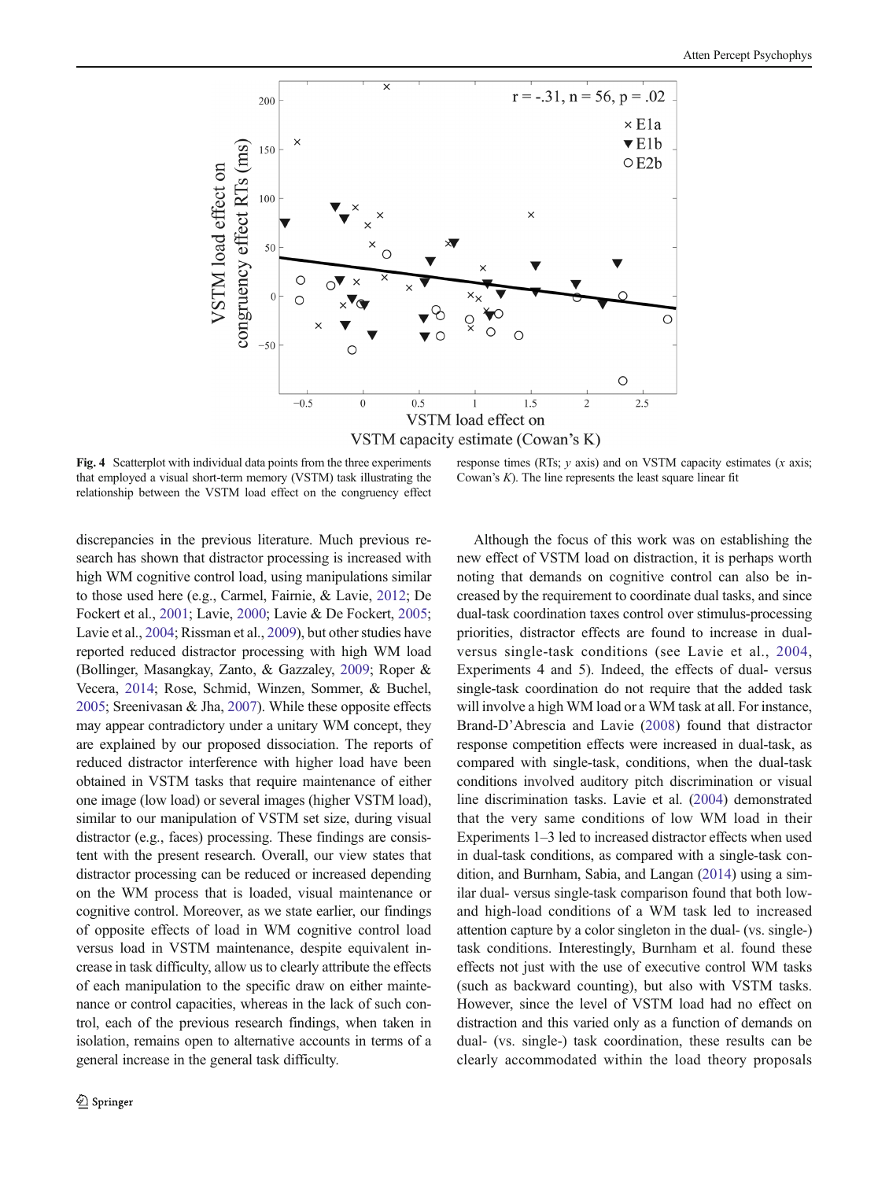r = -.31, n = 56, p = .02

× E1a

▼ E1b

○ E2b

VSTM load effect on congruency effect RTs (ms)

VSTM load effect on VSTM capacity estimate (Cowan's K)

200

150

100

50

0

−50

−0.5

0

0.5

1

1.5

2

2.5

**Fig. 4** Scatterplot with individual data points from the three experiments that employed a visual short-term memory (VSTM) task illustrating the relationship between the VSTM load effect on the congruency effect response times (RTs; *y* axis) and on VSTM capacity estimates (*x* axis; Cowan's *K*). The line represents the least square linear fit

discrepancies in the previous literature. Much previous research has shown that distractor processing is increased with high WM cognitive control load, using manipulations similar to those used here (e.g., Carmel, Fairnie, & Lavie, 2012; De Fockert et al., 2001; Lavie, 2000; Lavie & De Fockert, 2005; Lavie et al., 2004; Rissman et al., 2009), but other studies have reported reduced distractor processing with high WM load (Bollinger, Masangkay, Zanto, & Gazzaley, 2009; Roper & Vecera, 2014; Rose, Schmid, Winzen, Sommer, & Buchel, 2005; Sreenivasan & Jha, 2007). While these opposite effects may appear contradictory under a unitary WM concept, they are explained by our proposed dissociation. The reports of reduced distractor interference with higher load have been obtained in VSTM tasks that require maintenance of either one image (low load) or several images (higher VSTM load), similar to our manipulation of VSTM set size, during visual distractor (e.g., faces) processing. These findings are consistent with the present research. Overall, our view states that distractor processing can be reduced or increased depending on the WM process that is loaded, visual maintenance or cognitive control. Moreover, as we state earlier, our findings of opposite effects of load in WM cognitive control load versus load in VSTM maintenance, despite equivalent increase in task difficulty, allow us to clearly attribute the effects of each manipulation to the specific draw on either maintenance or control capacities, whereas in the lack of such control, each of the previous research findings, when taken in isolation, remains open to alternative accounts in terms of a general increase in the general task difficulty.

Although the focus of this work was on establishing the new effect of VSTM load on distraction, it is perhaps worth noting that demands on cognitive control can also be increased by the requirement to coordinate dual tasks, and since dual-task coordination taxes control over stimulus-processing priorities, distractor effects are found to increase in dual- versus single-task conditions (see Lavie et al., 2004, Experiments 4 and 5). Indeed, the effects of dual- versus single-task coordination do not require that the added task will involve a high WM load or a WM task at all. For instance, Brand-D'Abrescia and Lavie (2008) found that distractor response competition effects were increased in dual-task, as compared with single-task, conditions, when the dual-task conditions involved auditory pitch discrimination or visual line discrimination tasks. Lavie et al. (2004) demonstrated that the very same conditions of low WM load in their Experiments 1–3 led to increased distractor effects when used in dual-task conditions, as compared with a single-task condition, and Burnham, Sabia, and Langan (2014) using a similar dual- versus single-task comparison found that both low- and high-load conditions of a WM task led to increased attention capture by a color singleton in the dual- (vs. single-) task conditions. Interestingly, Burnham et al. found these effects not just with the use of executive control WM tasks (such as backward counting), but also with VSTM tasks. However, since the level of VSTM load had no effect on distraction and this varied only as a function of demands on dual- (vs. single-) task coordination, these results can be clearly accommodated within the load theory proposals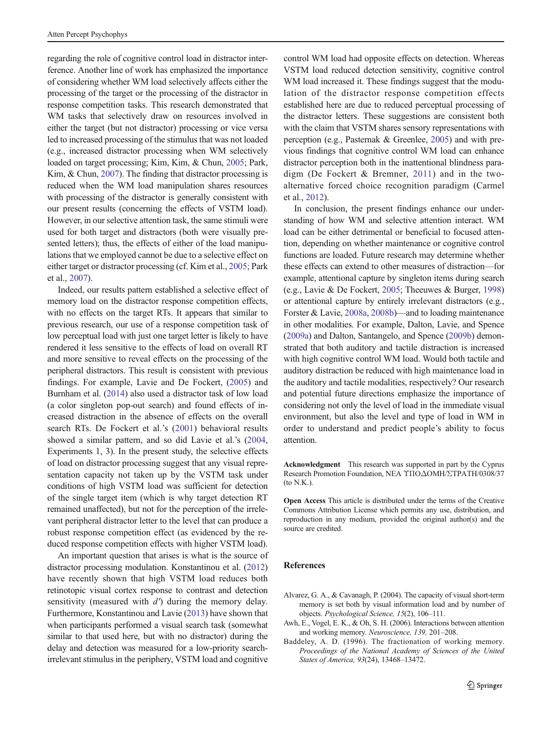regarding the role of cognitive control load in distractor interference. Another line of work has emphasized the importance of considering whether WM load selectively affects either the processing of the target or the processing of the distractor in response competition tasks. This research demonstrated that WM tasks that selectively draw on resources involved in either the target (but not distractor) processing or vice versa led to increased processing of the stimulus that was not loaded (e.g., increased distractor processing when WM selectively loaded on target processing; Kim, Kim, & Chun, 2005; Park, Kim, & Chun, 2007). The finding that distractor processing is reduced when the WM load manipulation shares resources with processing of the distractor is generally consistent with our present results (concerning the effects of VSTM load). However, in our selective attention task, the same stimuli were used for both target and distractors (both were visually presented letters); thus, the effects of either of the load manipulations that we employed cannot be due to a selective effect on either target or distractor processing (cf. Kim et al., 2005; Park et al., 2007).

Indeed, our results pattern established a selective effect of memory load on the distractor response competition effects, with no effects on the target RTs. It appears that similar to previous research, our use of a response competition task of low perceptual load with just one target letter is likely to have rendered it less sensitive to the effects of load on overall RT and more sensitive to reveal effects on the processing of the peripheral distractors. This result is consistent with previous findings. For example, Lavie and De Fockert, (2005) and Burnham et al. (2014) also used a distractor task of low load (a color singleton pop-out search) and found effects of increased distraction in the absence of effects on the overall search RTs. De Fockert et al.'s (2001) behavioral results showed a similar pattern, and so did Lavie et al.'s (2004, Experiments 1, 3). In the present study, the selective effects of load on distractor processing suggest that any visual representation capacity not taken up by the VSTM task under conditions of high VSTM load was sufficient for detection of the single target item (which is why target detection RT remained unaffected), but not for the perception of the irrelevant peripheral distractor letter to the level that can produce a robust response competition effect (as evidenced by the reduced response competition effects with higher VSTM load).

An important question that arises is what is the source of distractor processing modulation. Konstantinou et al. (2012) have recently shown that high VSTM load reduces both retinotopic visual cortex response to contrast and detection sensitivity (measured with $d'$) during the memory delay. Furthermore, Konstantinou and Lavie (2013) have shown that when participants performed a visual search task (somewhat similar to that used here, but with no distractor) during the delay and detection was measured for a low-priority search-irrelevant stimulus in the periphery, VSTM load and cognitive control WM load had opposite effects on detection. Whereas VSTM load reduced detection sensitivity, cognitive control WM load increased it. These findings suggest that the modulation of the distractor response competition effects established here are due to reduced perceptual processing of the distractor letters. These suggestions are consistent both with the claim that VSTM shares sensory representations with perception (e.g., Pasternak & Greenlee, 2005) and with previous findings that cognitive control WM load can enhance distractor perception both in the inattentional blindness paradigm (De Fockert & Bremner, 2011) and in the two-alternative forced choice recognition paradigm (Carmel et al., 2012).

In conclusion, the present findings enhance our understanding of how WM and selective attention interact. WM load can be either detrimental or beneficial to focused attention, depending on whether maintenance or cognitive control functions are loaded. Future research may determine whether these effects can extend to other measures of distraction—for example, attentional capture by singleton items during search (e.g., Lavie & De Fockert, 2005; Theeuwes & Burger, 1998) or attentional capture by entirely irrelevant distractors (e.g., Forster & Lavie, 2008a, 2008b)—and to loading maintenance in other modalities. For example, Dalton, Lavie, and Spence (2009a) and Dalton, Santangelo, and Spence (2009b) demonstrated that both auditory and tactile distraction is increased with high cognitive control WM load. Would both tactile and auditory distraction be reduced with high maintenance load in the auditory and tactile modalities, respectively? Our research and potential future directions emphasize the importance of considering not only the level of load in the immediate visual environment, but also the level and type of load in WM in order to understand and predict people's ability to focus attention.

**Acknowledgment** This research was supported in part by the Cyprus Research Promotion Foundation, ΝΕΑ ΥΠΟΔΟΜΗ/ΣΤΡΑΤΗ/0308/37 (to N.K.).

**Open Access** This article is distributed under the terms of the Creative Commons Attribution License which permits any use, distribution, and reproduction in any medium, provided the original author(s) and the source are credited.

## References

Alvarez, G. A., & Cavanagh, P. (2004). The capacity of visual short-term memory is set both by visual information load and by number of objects. *Psychological Science, 15*(2), 106–111.

Awh, E., Vogel, E. K., & Oh, S. H. (2006). Interactions between attention and working memory. *Neuroscience, 139,* 201–208.

Baddeley, A. D. (1996). The fractionation of working memory. *Proceedings of the National Academy of Sciences of the United States of America, 93*(24), 13468–13472.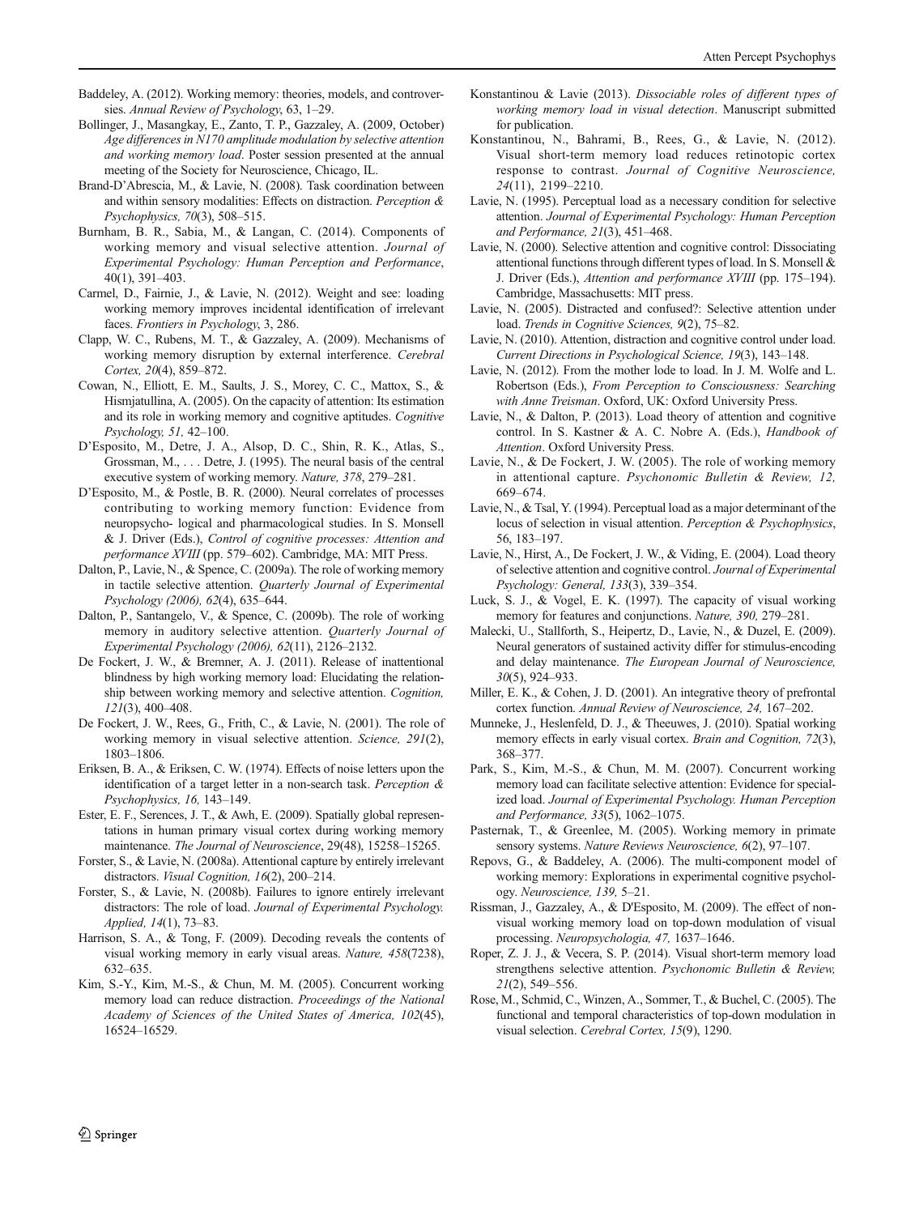Baddeley, A. (2012). Working memory: theories, models, and controversies. *Annual Review of Psychology*, 63, 1–29.

Bollinger, J., Masangkay, E., Zanto, T. P., Gazzaley, A. (2009, October) *Age differences in N170 amplitude modulation by selective attention and working memory load*. Poster session presented at the annual meeting of the Society for Neuroscience, Chicago, IL.

Brand-D'Abrescia, M., & Lavie, N. (2008). Task coordination between and within sensory modalities: Effects on distraction. *Perception & Psychophysics, 70*(3), 508–515.

Burnham, B. R., Sabia, M., & Langan, C. (2014). Components of working memory and visual selective attention. *Journal of Experimental Psychology: Human Perception and Performance*, 40(1), 391–403.

Carmel, D., Fairnie, J., & Lavie, N. (2012). Weight and see: loading working memory improves incidental identification of irrelevant faces. *Frontiers in Psychology*, 3, 286.

Clapp, W. C., Rubens, M. T., & Gazzaley, A. (2009). Mechanisms of working memory disruption by external interference. *Cerebral Cortex, 20*(4), 859–872.

Cowan, N., Elliott, E. M., Saults, J. S., Morey, C. C., Mattox, S., & Hismjatullina, A. (2005). On the capacity of attention: Its estimation and its role in working memory and cognitive aptitudes. *Cognitive Psychology, 51,* 42–100.

D'Esposito, M., Detre, J. A., Alsop, D. C., Shin, R. K., Atlas, S., Grossman, M., . . . Detre, J. (1995). The neural basis of the central executive system of working memory. *Nature, 378*, 279–281.

D'Esposito, M., & Postle, B. R. (2000). Neural correlates of processes contributing to working memory function: Evidence from neuropsycho- logical and pharmacological studies. In S. Monsell & J. Driver (Eds.), *Control of cognitive processes: Attention and performance XVIII* (pp. 579–602). Cambridge, MA: MIT Press.

Dalton, P., Lavie, N., & Spence, C. (2009a). The role of working memory in tactile selective attention. *Quarterly Journal of Experimental Psychology (2006), 62*(4), 635–644.

Dalton, P., Santangelo, V., & Spence, C. (2009b). The role of working memory in auditory selective attention. *Quarterly Journal of Experimental Psychology (2006), 62*(11), 2126–2132.

De Fockert, J. W., & Bremner, A. J. (2011). Release of inattentional blindness by high working memory load: Elucidating the relationship between working memory and selective attention. *Cognition, 121*(3), 400–408.

De Fockert, J. W., Rees, G., Frith, C., & Lavie, N. (2001). The role of working memory in visual selective attention. *Science, 291*(2), 1803–1806.

Eriksen, B. A., & Eriksen, C. W. (1974). Effects of noise letters upon the identification of a target letter in a non-search task. *Perception & Psychophysics, 16,* 143–149.

Ester, E. F., Serences, J. T., & Awh, E. (2009). Spatially global representations in human primary visual cortex during working memory maintenance. *The Journal of Neuroscience*, 29(48), 15258–15265.

Forster, S., & Lavie, N. (2008a). Attentional capture by entirely irrelevant distractors. *Visual Cognition, 16*(2), 200–214.

Forster, S., & Lavie, N. (2008b). Failures to ignore entirely irrelevant distractors: The role of load. *Journal of Experimental Psychology. Applied, 14*(1), 73–83.

Harrison, S. A., & Tong, F. (2009). Decoding reveals the contents of visual working memory in early visual areas. *Nature, 458*(7238), 632–635.

Kim, S.-Y., Kim, M.-S., & Chun, M. M. (2005). Concurrent working memory load can reduce distraction. *Proceedings of the National Academy of Sciences of the United States of America, 102*(45), 16524–16529.

Konstantinou & Lavie (2013). *Dissociable roles of different types of working memory load in visual detection*. Manuscript submitted for publication.

Konstantinou, N., Bahrami, B., Rees, G., & Lavie, N. (2012). Visual short-term memory load reduces retinotopic cortex response to contrast. *Journal of Cognitive Neuroscience, 24*(11), 2199–2210.

Lavie, N. (1995). Perceptual load as a necessary condition for selective attention. *Journal of Experimental Psychology: Human Perception and Performance, 21*(3), 451–468.

Lavie, N. (2000). Selective attention and cognitive control: Dissociating attentional functions through different types of load. In S. Monsell & J. Driver (Eds.), *Attention and performance XVIII* (pp. 175–194). Cambridge, Massachusetts: MIT press.

Lavie, N. (2005). Distracted and confused?: Selective attention under load. *Trends in Cognitive Sciences, 9*(2), 75–82.

Lavie, N. (2010). Attention, distraction and cognitive control under load. *Current Directions in Psychological Science, 19*(3), 143–148.

Lavie, N. (2012). From the mother lode to load. In J. M. Wolfe and L. Robertson (Eds.), *From Perception to Consciousness: Searching with Anne Treisman*. Oxford, UK: Oxford University Press.

Lavie, N., & Dalton, P. (2013). Load theory of attention and cognitive control. In S. Kastner & A. C. Nobre A. (Eds.), *Handbook of Attention*. Oxford University Press.

Lavie, N., & De Fockert, J. W. (2005). The role of working memory in attentional capture. *Psychonomic Bulletin & Review, 12,* 669–674.

Lavie, N., & Tsal, Y. (1994). Perceptual load as a major determinant of the locus of selection in visual attention. *Perception & Psychophysics*, 56, 183–197.

Lavie, N., Hirst, A., De Fockert, J. W., & Viding, E. (2004). Load theory of selective attention and cognitive control. *Journal of Experimental Psychology: General, 133*(3), 339–354.

Luck, S. J., & Vogel, E. K. (1997). The capacity of visual working memory for features and conjunctions. *Nature, 390,* 279–281.

Malecki, U., Stallforth, S., Heipertz, D., Lavie, N., & Duzel, E. (2009). Neural generators of sustained activity differ for stimulus-encoding and delay maintenance. *The European Journal of Neuroscience, 30*(5), 924–933.

Miller, E. K., & Cohen, J. D. (2001). An integrative theory of prefrontal cortex function. *Annual Review of Neuroscience, 24,* 167–202.

Munneke, J., Heslenfeld, D. J., & Theeuwes, J. (2010). Spatial working memory effects in early visual cortex. *Brain and Cognition, 72*(3), 368–377.

Park, S., Kim, M.-S., & Chun, M. M. (2007). Concurrent working memory load can facilitate selective attention: Evidence for specialized load. *Journal of Experimental Psychology. Human Perception and Performance, 33*(5), 1062–1075.

Pasternak, T., & Greenlee, M. (2005). Working memory in primate sensory systems. *Nature Reviews Neuroscience, 6*(2), 97–107.

Repovs, G., & Baddeley, A. (2006). The multi-component model of working memory: Explorations in experimental cognitive psychology. *Neuroscience, 139,* 5–21.

Rissman, J., Gazzaley, A., & D'Esposito, M. (2009). The effect of non-visual working memory load on top-down modulation of visual processing. *Neuropsychologia, 47,* 1637–1646.

Roper, Z. J. J., & Vecera, S. P. (2014). Visual short-term memory load strengthens selective attention. *Psychonomic Bulletin & Review, 21*(2), 549–556.

Rose, M., Schmid, C., Winzen, A., Sommer, T., & Buchel, C. (2005). The functional and temporal characteristics of top-down modulation in visual selection. *Cerebral Cortex, 15*(9), 1290.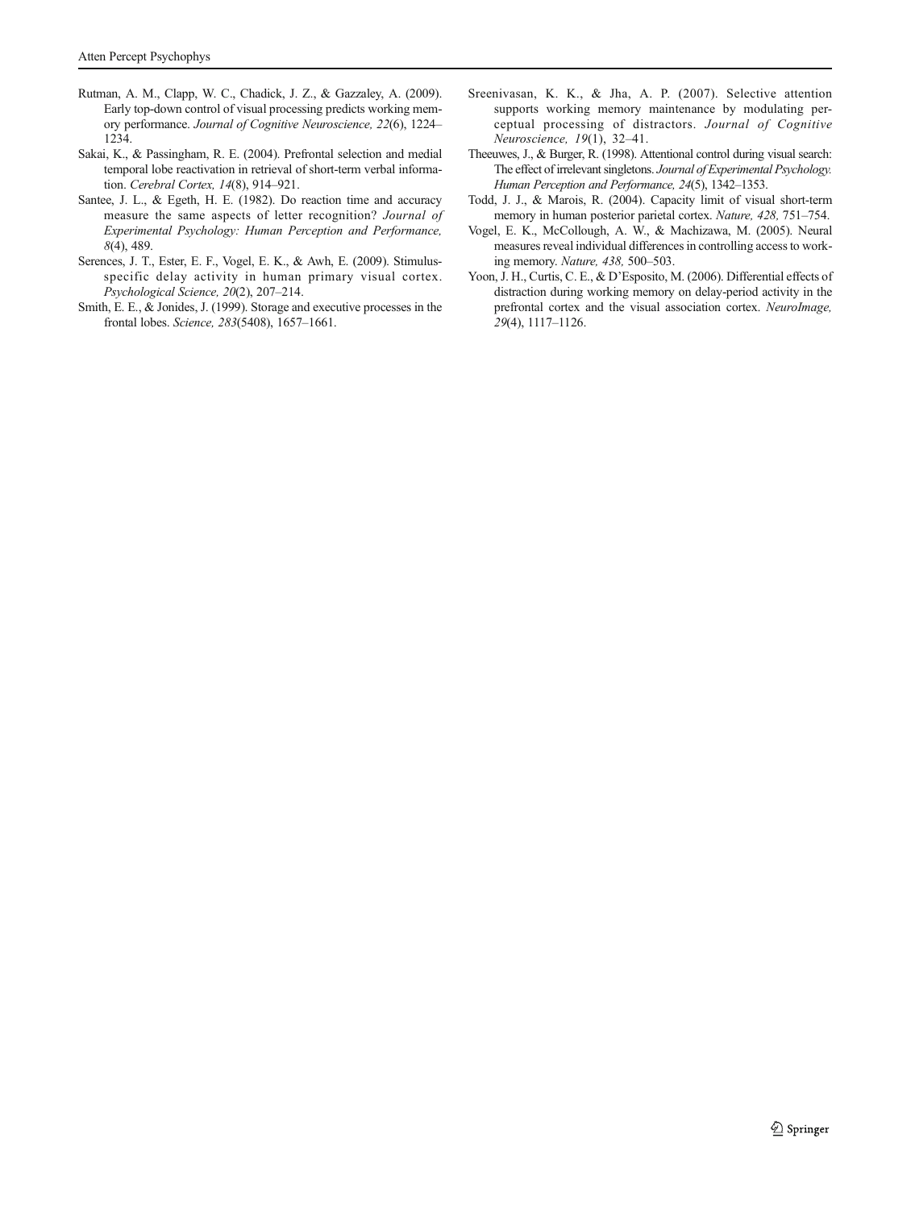Rutman, A. M., Clapp, W. C., Chadick, J. Z., & Gazzaley, A. (2009). Early top-down control of visual processing predicts working memory performance. *Journal of Cognitive Neuroscience, 22*(6), 1224–1234.

Sakai, K., & Passingham, R. E. (2004). Prefrontal selection and medial temporal lobe reactivation in retrieval of short-term verbal information. *Cerebral Cortex, 14*(8), 914–921.

Santee, J. L., & Egeth, H. E. (1982). Do reaction time and accuracy measure the same aspects of letter recognition? *Journal of Experimental Psychology: Human Perception and Performance, 8*(4), 489.

Serences, J. T., Ester, E. F., Vogel, E. K., & Awh, E. (2009). Stimulus-specific delay activity in human primary visual cortex. *Psychological Science, 20*(2), 207–214.

Smith, E. E., & Jonides, J. (1999). Storage and executive processes in the frontal lobes. *Science, 283*(5408), 1657–1661.

Sreenivasan, K. K., & Jha, A. P. (2007). Selective attention supports working memory maintenance by modulating perceptual processing of distractors. *Journal of Cognitive Neuroscience, 19*(1), 32–41.

Theeuwes, J., & Burger, R. (1998). Attentional control during visual search: The effect of irrelevant singletons. *Journal of Experimental Psychology. Human Perception and Performance, 24*(5), 1342–1353.

Todd, J. J., & Marois, R. (2004). Capacity limit of visual short-term memory in human posterior parietal cortex. *Nature, 428,* 751–754.

Vogel, E. K., McCollough, A. W., & Machizawa, M. (2005). Neural measures reveal individual differences in controlling access to working memory. *Nature, 438,* 500–503.

Yoon, J. H., Curtis, C. E., & D'Esposito, M. (2006). Differential effects of distraction during working memory on delay-period activity in the prefrontal cortex and the visual association cortex. *NeuroImage, 29*(4), 1117–1126.